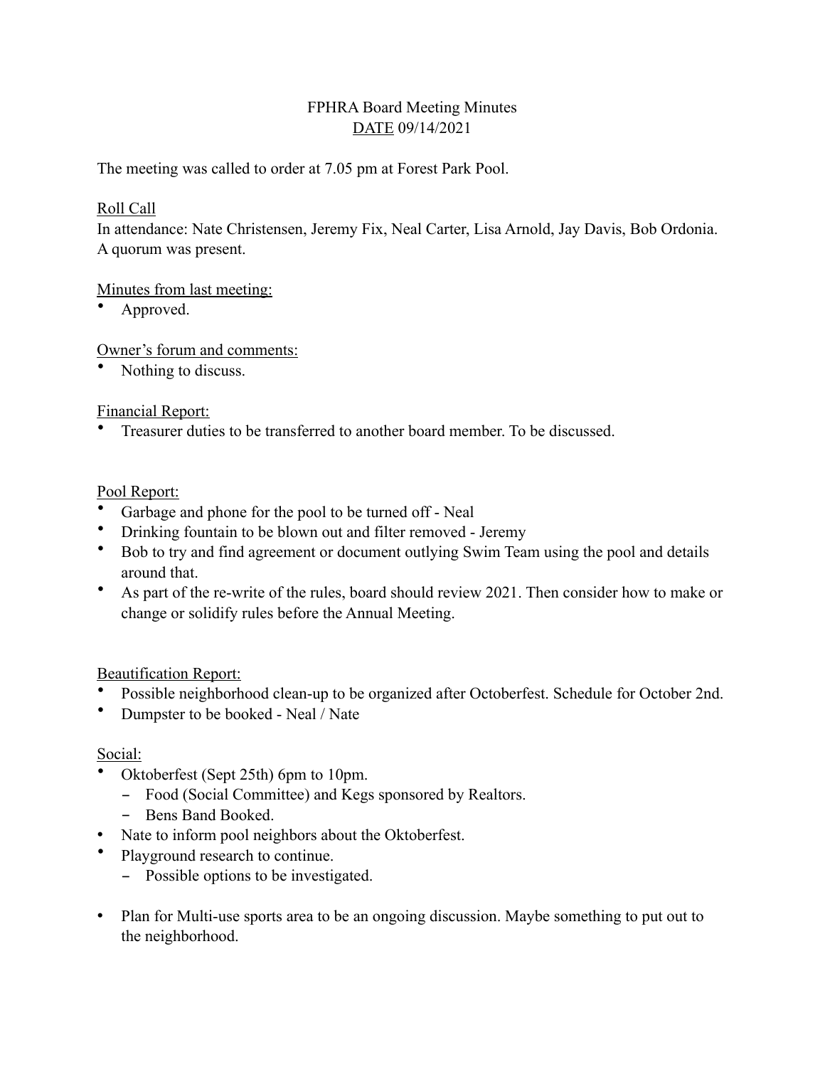FPHRA Board Meeting Minutes
DATE 09/14/2021

The meeting was called to order at 7.05 pm at Forest Park Pool.

Roll Call
In attendance: Nate Christensen, Jeremy Fix, Neal Carter, Lisa Arnold, Jay Davis, Bob Ordonia.
A quorum was present.

Minutes from last meeting:
- Approved.

Owner's forum and comments:
- Nothing to discuss.

Financial Report:
- Treasurer duties to be transferred to another board member. To be discussed.

Pool Report:
- Garbage and phone for the pool to be turned off - Neal
- Drinking fountain to be blown out and filter removed - Jeremy
- Bob to try and find agreement or document outlying Swim Team using the pool and details around that.
- As part of the re-write of the rules, board should review 2021. Then consider how to make or change or solidify rules before the Annual Meeting.

Beautification Report:
- Possible neighborhood clean-up to be organized after Octoberfest. Schedule for October 2nd.
- Dumpster to be booked - Neal / Nate

Social:
- Oktoberfest (Sept 25th) 6pm to 10pm.
  - Food (Social Committee) and Kegs sponsored by Realtors.
  - Bens Band Booked.
- Nate to inform pool neighbors about the Oktoberfest.
- Playground research to continue.
  - Possible options to be investigated.

- Plan for Multi-use sports area to be an ongoing discussion. Maybe something to put out to the neighborhood.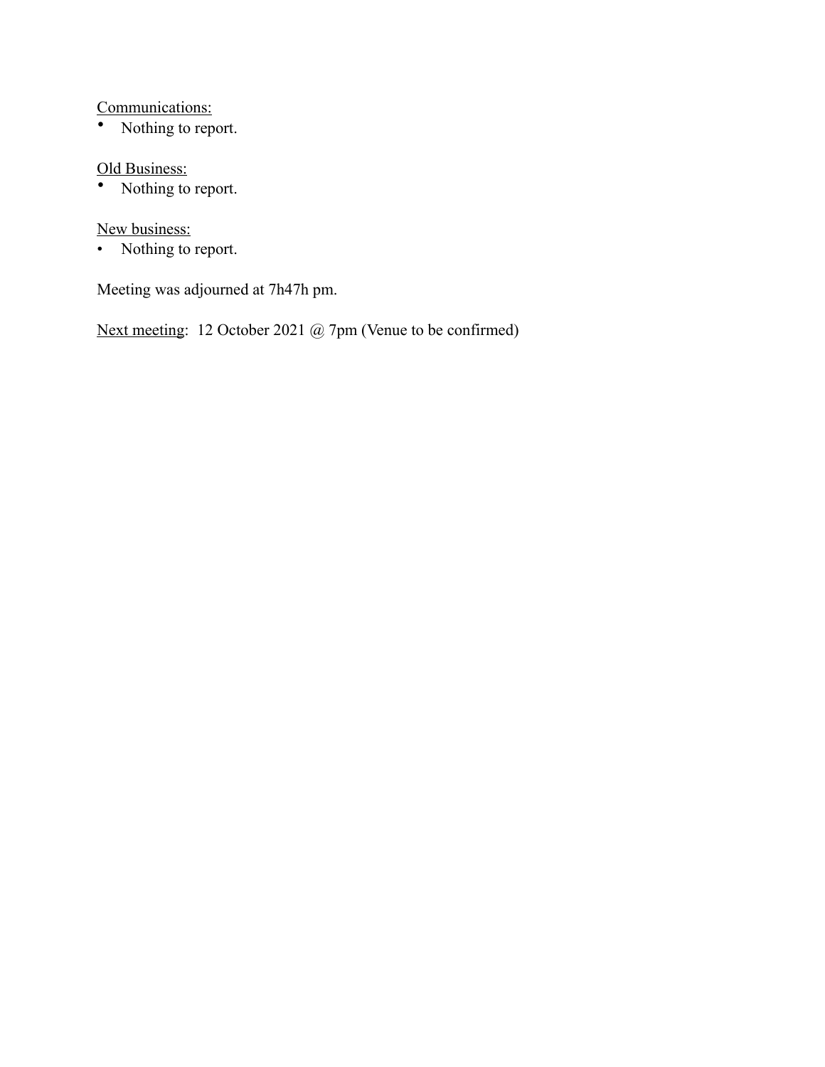<u>Communications:</u>

- Nothing to report.

<u>Old Business:</u>

- Nothing to report.

<u>New business:</u>

- Nothing to report.

Meeting was adjourned at 7h47h pm.

<u>Next meeting</u>: 12 October 2021 @ 7pm (Venue to be confirmed)